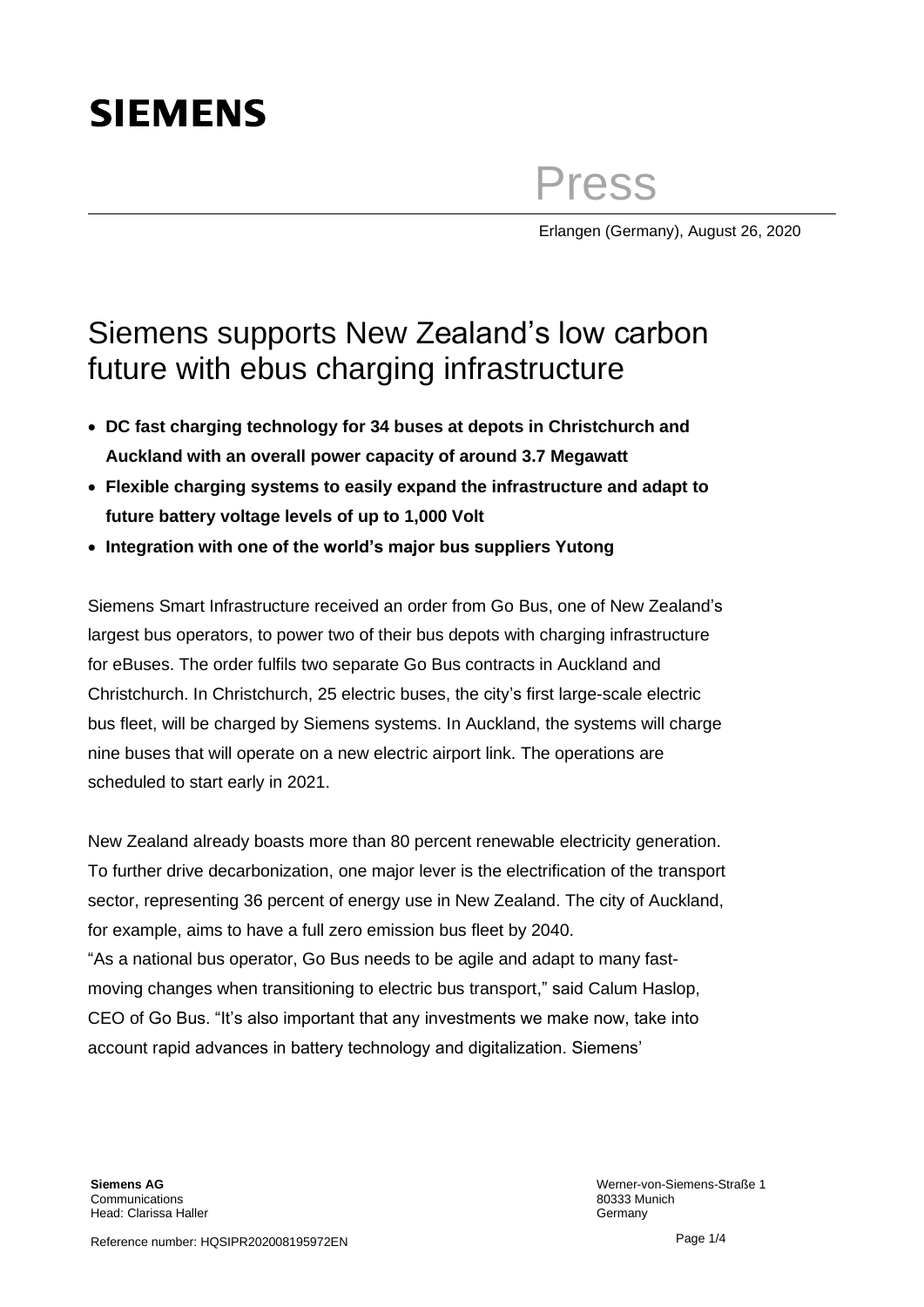# Press

Erlangen (Germany), August 26, 2020

## Siemens supports New Zealand's low carbon future with ebus charging infrastructure

- **DC fast charging technology for 34 buses at depots in Christchurch and Auckland with an overall power capacity of around 3.7 Megawatt**
- **Flexible charging systems to easily expand the infrastructure and adapt to future battery voltage levels of up to 1,000 Volt**
- **Integration with one of the world's major bus suppliers Yutong**

Siemens Smart Infrastructure received an order from Go Bus, one of New Zealand's largest bus operators, to power two of their bus depots with charging infrastructure for eBuses. The order fulfils two separate Go Bus contracts in Auckland and Christchurch. In Christchurch, 25 electric buses, the city's first large-scale electric bus fleet, will be charged by Siemens systems. In Auckland, the systems will charge nine buses that will operate on a new electric airport link. The operations are scheduled to start early in 2021.

New Zealand already boasts more than 80 percent renewable electricity generation. To further drive decarbonization, one major lever is the electrification of the transport sector, representing 36 percent of energy use in New Zealand. The city of Auckland, for example, aims to have a full zero emission bus fleet by 2040.

"As a national bus operator, Go Bus needs to be agile and adapt to many fast-moving changes when transitioning to electric bus transport," said Calum Haslop, CEO of Go Bus. "It's also important that any investments we make now, take into account rapid advances in battery technology and digitalization. Siemens'

**Siemens AG**
Communications
Head: Clarissa Haller

Werner-von-Siemens-Straße 1
80333 Munich
Germany

Reference number: HQSIPR202008195972EN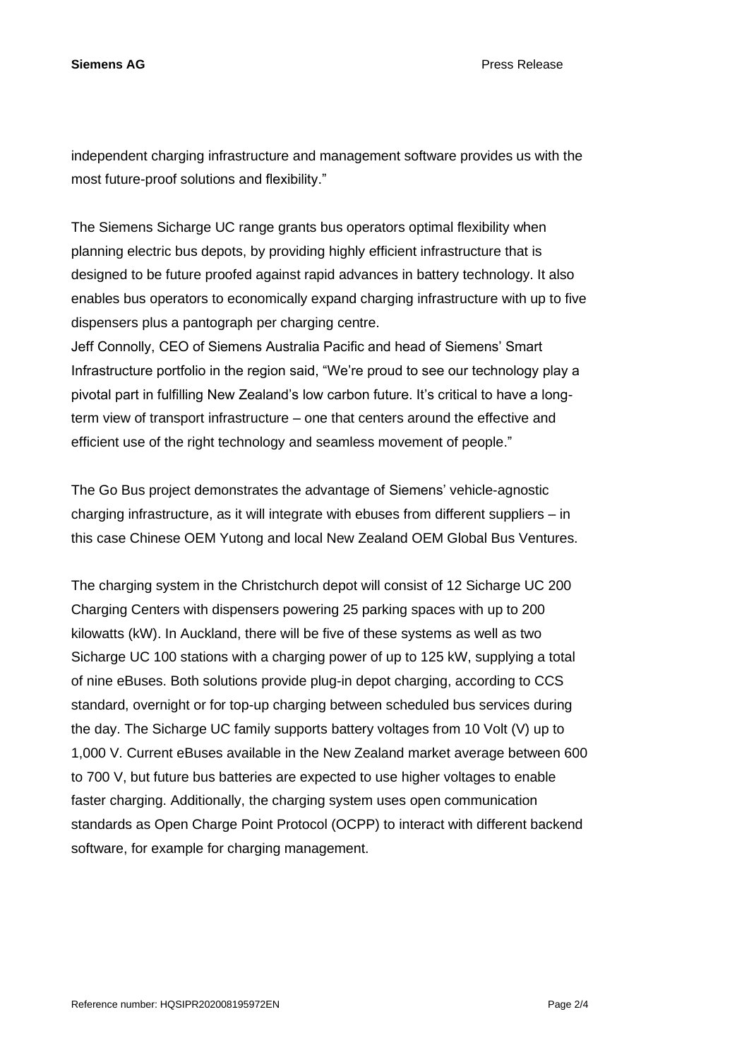independent charging infrastructure and management software provides us with the most future-proof solutions and flexibility."

The Siemens Sicharge UC range grants bus operators optimal flexibility when planning electric bus depots, by providing highly efficient infrastructure that is designed to be future proofed against rapid advances in battery technology. It also enables bus operators to economically expand charging infrastructure with up to five dispensers plus a pantograph per charging centre.

Jeff Connolly, CEO of Siemens Australia Pacific and head of Siemens' Smart Infrastructure portfolio in the region said, "We're proud to see our technology play a pivotal part in fulfilling New Zealand's low carbon future. It's critical to have a long-term view of transport infrastructure – one that centers around the effective and efficient use of the right technology and seamless movement of people."

The Go Bus project demonstrates the advantage of Siemens' vehicle-agnostic charging infrastructure, as it will integrate with ebuses from different suppliers – in this case Chinese OEM Yutong and local New Zealand OEM Global Bus Ventures.

The charging system in the Christchurch depot will consist of 12 Sicharge UC 200 Charging Centers with dispensers powering 25 parking spaces with up to 200 kilowatts (kW). In Auckland, there will be five of these systems as well as two Sicharge UC 100 stations with a charging power of up to 125 kW, supplying a total of nine eBuses. Both solutions provide plug-in depot charging, according to CCS standard, overnight or for top-up charging between scheduled bus services during the day. The Sicharge UC family supports battery voltages from 10 Volt (V) up to 1,000 V. Current eBuses available in the New Zealand market average between 600 to 700 V, but future bus batteries are expected to use higher voltages to enable faster charging. Additionally, the charging system uses open communication standards as Open Charge Point Protocol (OCPP) to interact with different backend software, for example for charging management.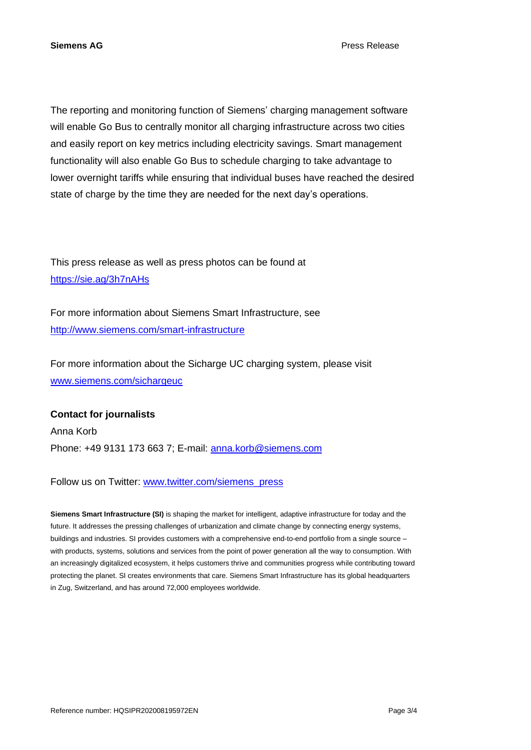The reporting and monitoring function of Siemens' charging management software will enable Go Bus to centrally monitor all charging infrastructure across two cities and easily report on key metrics including electricity savings. Smart management functionality will also enable Go Bus to schedule charging to take advantage to lower overnight tariffs while ensuring that individual buses have reached the desired state of charge by the time they are needed for the next day's operations.

This press release as well as press photos can be found at https://sie.ag/3h7nAHs

For more information about Siemens Smart Infrastructure, see http://www.siemens.com/smart-infrastructure

For more information about the Sicharge UC charging system, please visit www.siemens.com/sichargeuc

**Contact for journalists**

Anna Korb

Phone: +49 9131 173 663 7; E-mail: anna.korb@siemens.com

Follow us on Twitter: www.twitter.com/siemens_press

**Siemens Smart Infrastructure (SI)** is shaping the market for intelligent, adaptive infrastructure for today and the future. It addresses the pressing challenges of urbanization and climate change by connecting energy systems, buildings and industries. SI provides customers with a comprehensive end-to-end portfolio from a single source – with products, systems, solutions and services from the point of power generation all the way to consumption. With an increasingly digitalized ecosystem, it helps customers thrive and communities progress while contributing toward protecting the planet. SI creates environments that care. Siemens Smart Infrastructure has its global headquarters in Zug, Switzerland, and has around 72,000 employees worldwide.

Reference number: HQSIPR202008195972EN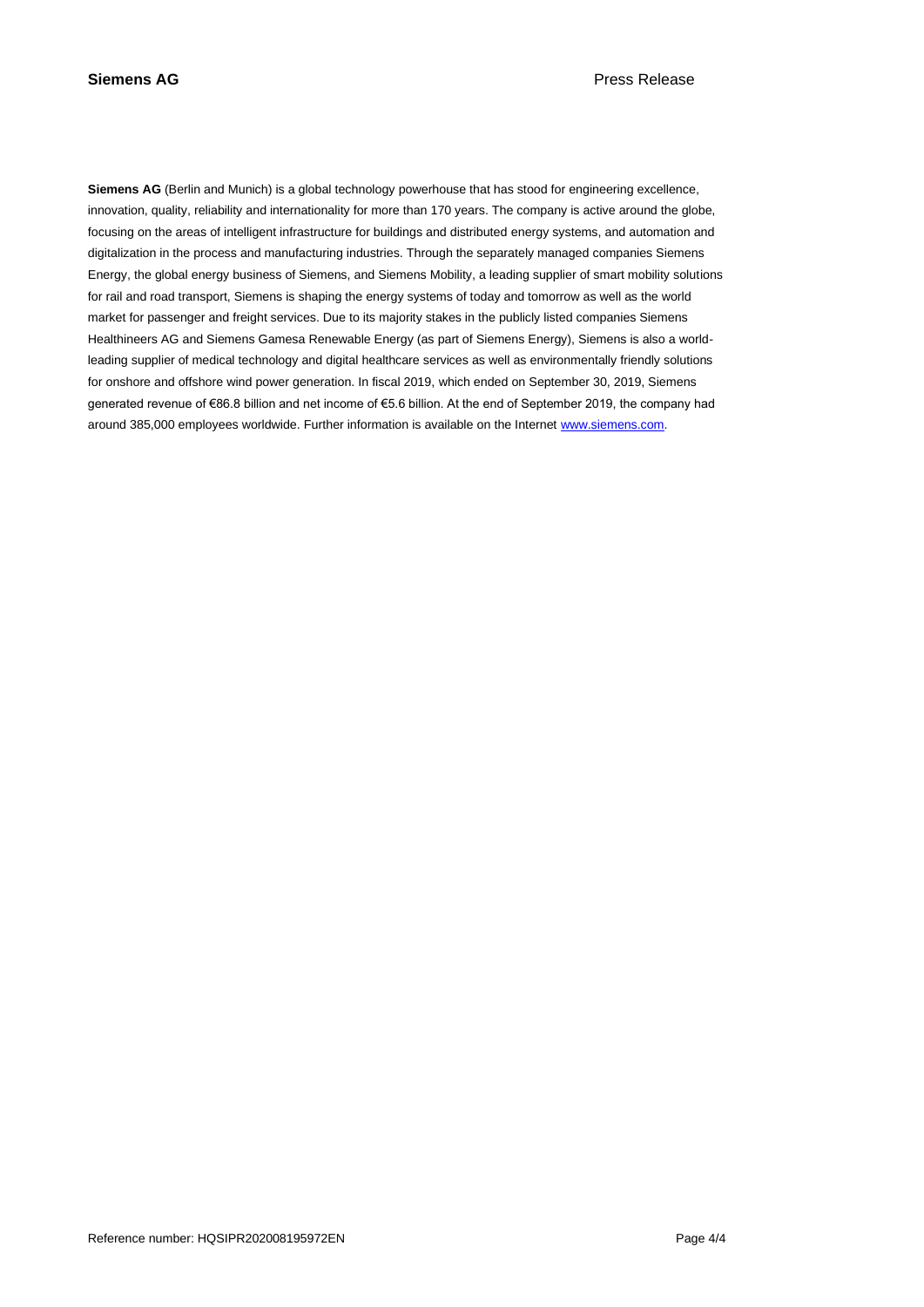**Siemens AG** (Berlin and Munich) is a global technology powerhouse that has stood for engineering excellence, innovation, quality, reliability and internationality for more than 170 years. The company is active around the globe, focusing on the areas of intelligent infrastructure for buildings and distributed energy systems, and automation and digitalization in the process and manufacturing industries. Through the separately managed companies Siemens Energy, the global energy business of Siemens, and Siemens Mobility, a leading supplier of smart mobility solutions for rail and road transport, Siemens is shaping the energy systems of today and tomorrow as well as the world market for passenger and freight services. Due to its majority stakes in the publicly listed companies Siemens Healthineers AG and Siemens Gamesa Renewable Energy (as part of Siemens Energy), Siemens is also a world-leading supplier of medical technology and digital healthcare services as well as environmentally friendly solutions for onshore and offshore wind power generation. In fiscal 2019, which ended on September 30, 2019, Siemens generated revenue of €86.8 billion and net income of €5.6 billion. At the end of September 2019, the company had around 385,000 employees worldwide. Further information is available on the Internet [www.siemens.com](http://www.siemens.com).

Reference number: HQSIPR202008195972EN